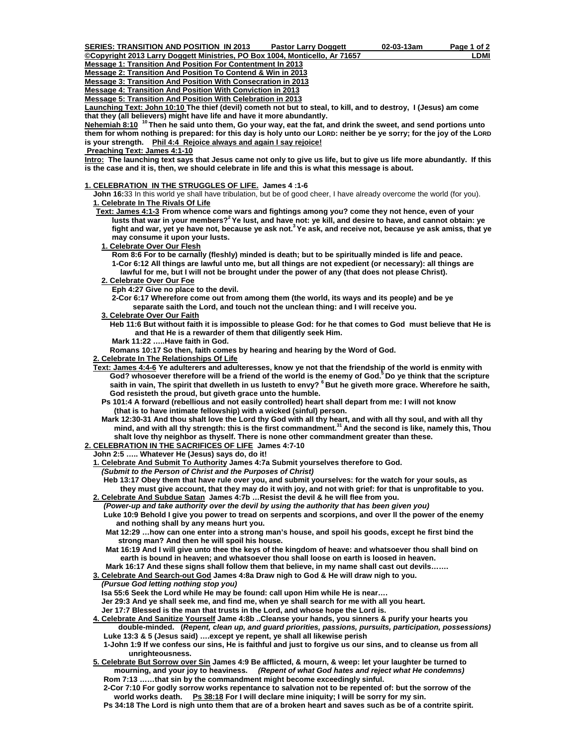**SERIES: TRANSITION AND POSITION IN 2013 Pastor Larry Doggett 02-03-13am**

**©Copyright 2013 Larry Doggett Ministries, PO Box 1004, Monticello, Ar 71657 LDMI**

**Message 1: Transition And Position For Contentment In 2013**
**Message 2: Transition And Position To Contend & Win in 2013**
**Message 3: Transition And Position With Consecration in 2013**
**Message 4: Transition And Position With Conviction in 2013**
**Message 5: Transition And Position With Celebration in 2013**

**Launching Text: John 10:10 The thief (devil) cometh not but to steal, to kill, and to destroy, I (Jesus) am come that they (all believers) might have life and have it more abundantly.**

**Nehemiah 8:10** [10] **Then he said unto them, Go your way, eat the fat, and drink the sweet, and send portions unto them for whom nothing is prepared: for this day is holy unto our LORD: neither be ye sorry; for the joy of the LORD is your strength. Phil 4:4 Rejoice always and again I say rejoice!**

**Preaching Text: James 4:1-10**

**Intro: The launching text says that Jesus came not only to give us life, but to give us life more abundantly. If this is the case and it is, then, we should celebrate in life and this is what this message is about.**

## 1. CELEBRATION IN THE STRUGGLES OF LIFE. James 4 :1-6

**John 16:**33 In this world ye shall have tribulation, but be of good cheer, I have already overcome the world (for you).

### 1. Celebrate In The Rivals Of Life

**Text: James 4:1-3 From whence come wars and fightings among you? come they not hence, even of your lusts that war in your members?**[2] **Ye lust, and have not: ye kill, and desire to have, and cannot obtain: ye fight and war, yet ye have not, because ye ask not.**[3] **Ye ask, and receive not, because ye ask amiss, that ye may consume it upon your lusts.**

**1. Celebrate Over Our Flesh**

**Rom 8:6 For to be carnally (fleshly) minded is death; but to be spiritually minded is life and peace.**
**1-Cor 6:12 All things are lawful unto me, but all things are not expedient (or necessary): all things are lawful for me, but I will not be brought under the power of any (that does not please Christ).**

**2. Celebrate Over Our Foe**

**Eph 4:27 Give no place to the devil.**
**2-Cor 6:17 Wherefore come out from among them (the world, its ways and its people) and be ye separate saith the Lord, and touch not the unclean thing: and I will receive you.**

**3. Celebrate Over Our Faith**

**Heb 11:6 But without faith it is impossible to please God: for he that comes to God must believe that He is and that He is a rewarder of them that diligently seek Him.**
**Mark 11:22 …..Have faith in God.**
**Romans 10:17 So then, faith comes by hearing and hearing by the Word of God.**

### 2. Celebrate In The Relationships Of Life

**Text: James 4:4-6 Ye adulterers and adulteresses, know ye not that the friendship of the world is enmity with God? whosoever therefore will be a friend of the world is the enemy of God.**[5] **Do ye think that the scripture saith in vain, The spirit that dwelleth in us lusteth to envy?** [6] **But he giveth more grace. Wherefore he saith, God resisteth the proud, but giveth grace unto the humble.**

**Ps 101:4 A forward (rebellious and not easily controlled) heart shall depart from me: I will not know (that is to have intimate fellowship) with a wicked (sinful) person.**
**Mark 12:30-31 And thou shalt love the Lord thy God with all thy heart, and with all thy soul, and with all thy mind, and with all thy strength: this is the first commandment.**[31] **And the second is like, namely this, Thou shalt love thy neighbor as thyself. There is none other commandment greater than these.**

## 2. CELEBRATION IN THE SACRIFICES OF LIFE James 4:7-10

**John 2:5 ….. Whatever He (Jesus) says do, do it!**

**1. Celebrate And Submit To Authority James 4:7a Submit yourselves therefore to God.**
***(Submit to the Person of Christ and the Purposes of Christ)***
**Heb 13:17 Obey them that have rule over you, and submit yourselves: for the watch for your souls, as they must give account, that they may do it with joy, and not with grief: for that is unprofitable to you.**

**2. Celebrate And Subdue Satan James 4:7b …Resist the devil & he will flee from you.**
***(Power-up and take authority over the devil by using the authority that has been given you)***
**Luke 10:9 Behold I give you power to tread on serpents and scorpions, and over ll the power of the enemy and nothing shall by any means hurt you.**
**Mat 12:29 …how can one enter into a strong man's house, and spoil his goods, except he first bind the strong man? And then he will spoil his house.**
**Mat 16:19 And I will give unto thee the keys of the kingdom of heave: and whatsoever thou shall bind on earth is bound in heaven; and whatsoever thou shall loose on earth is loosed in heaven.**
**Mark 16:17 And these signs shall follow them that believe, in my name shall cast out devils…….**

**3. Celebrate And Search-out God James 4:8a Draw nigh to God & He will draw nigh to you.**
***(Pursue God letting nothing stop you)***
**Isa 55:6 Seek the Lord while He may be found: call upon Him while He is near….**
**Jer 29:3 And ye shall seek me, and find me, when ye shall search for me with all you heart.**
**Jer 17:7 Blessed is the man that trusts in the Lord, and whose hope the Lord is.**

**4. Celebrate And Sanitize Yourself Jame 4:8b ..Cleanse your hands, you sinners & purify your hearts you double-minded. *(Repent, clean up, and guard priorities, passions, pursuits, participation, possessions)***
**Luke 13:3 & 5 (Jesus said) ….except ye repent, ye shall all likewise perish**
**1-John 1:9 If we confess our sins, He is faithful and just to forgive us our sins, and to cleanse us from all unrighteousness.**

**5. Celebrate But Sorrow over Sin James 4:9 Be afflicted, & mourn, & weep: let your laughter be turned to mourning, and your joy to heaviness. *(Repent of what God hates and reject what He condemns)***
**Rom 7:13 ……that sin by the commandment might become exceedingly sinful.**
**2-Cor 7:10 For godly sorrow works repentance to salvation not to be repented of: but the sorrow of the world works death. Ps 38:18 For I will declare mine iniquity; I will be sorry for my sin.**
**Ps 34:18 The Lord is nigh unto them that are of a broken heart and saves such as be of a contrite spirit.**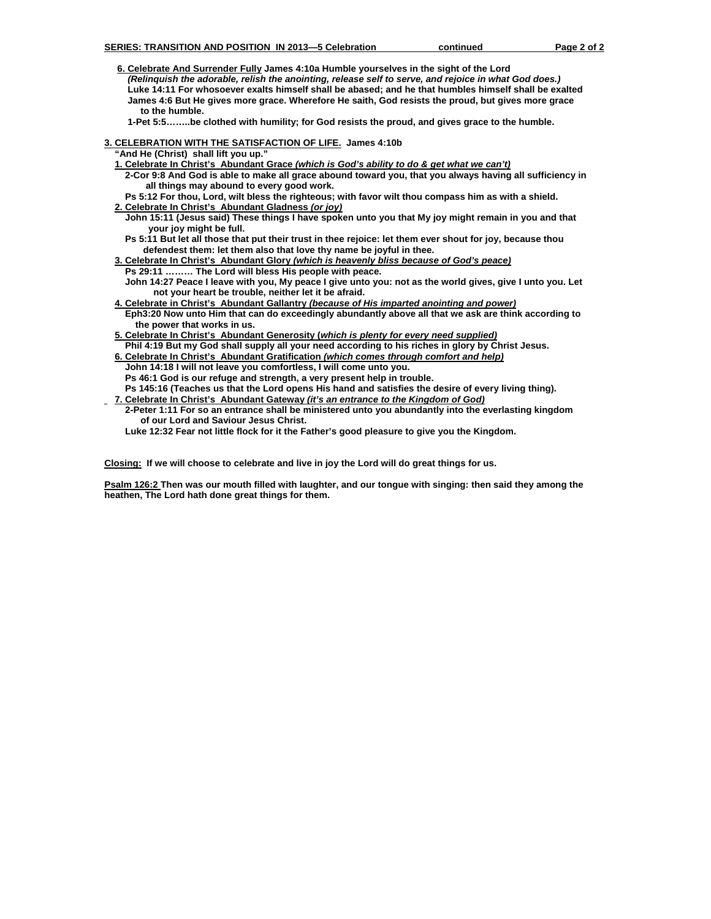**6. Celebrate And Surrender Fully James 4:10a Humble yourselves in the sight of the Lord**

***(Relinquish the adorable, relish the anointing, release self to serve, and rejoice in what God does.)***

**Luke 14:11 For whosoever exalts himself shall be abased; and he that humbles himself shall be exalted**

**James 4:6 But He gives more grace. Wherefore He saith, God resists the proud, but gives more grace to the humble.**

**1-Pet 5:5……..be clothed with humility; for God resists the proud, and gives grace to the humble.**

## 3. CELEBRATION WITH THE SATISFACTION OF LIFE. James 4:10b

**"And He (Christ) shall lift you up."**

**1. Celebrate In Christ's Abundant Grace *(which is God's ability to do & get what we can't)***

**2-Cor 9:8 And God is able to make all grace abound toward you, that you always having all sufficiency in all things may abound to every good work.**

**Ps 5:12 For thou, Lord, wilt bless the righteous; with favor wilt thou compass him as with a shield.**

**2. Celebrate In Christ's Abundant Gladness *(or joy)***

**John 15:11 (Jesus said) These things I have spoken unto you that My joy might remain in you and that your joy might be full.**

**Ps 5:11 But let all those that put their trust in thee rejoice: let them ever shout for joy, because thou defendest them: let them also that love thy name be joyful in thee.**

**3. Celebrate In Christ's Abundant Glory *(which is heavenly bliss because of God's peace)***

**Ps 29:11 ……… The Lord will bless His people with peace.**

**John 14:27 Peace I leave with you, My peace I give unto you: not as the world gives, give I unto you. Let not your heart be trouble, neither let it be afraid.**

**4. Celebrate in Christ's Abundant Gallantry *(because of His imparted anointing and power)***

**Eph3:20 Now unto Him that can do exceedingly abundantly above all that we ask are think according to the power that works in us.**

**5. Celebrate In Christ's Abundant Generosity (*which is plenty for every need supplied)***

**Phil 4:19 But my God shall supply all your need according to his riches in glory by Christ Jesus.**

**6. Celebrate In Christ's Abundant Gratification *(which comes through comfort and help)***

**John 14:18 I will not leave you comfortless, I will come unto you.**

**Ps 46:1 God is our refuge and strength, a very present help in trouble.**

**Ps 145:16 (Teaches us that the Lord opens His hand and satisfies the desire of every living thing).**

**7. Celebrate In Christ's Abundant Gateway *(it's an entrance to the Kingdom of God)***

**2-Peter 1:11 For so an entrance shall be ministered unto you abundantly into the everlasting kingdom of our Lord and Saviour Jesus Christ.**

**Luke 12:32 Fear not little flock for it the Father's good pleasure to give you the Kingdom.**

**Closing: If we will choose to celebrate and live in joy the Lord will do great things for us.**

**Psalm 126:2 Then was our mouth filled with laughter, and our tongue with singing: then said they among the heathen, The Lord hath done great things for them.**